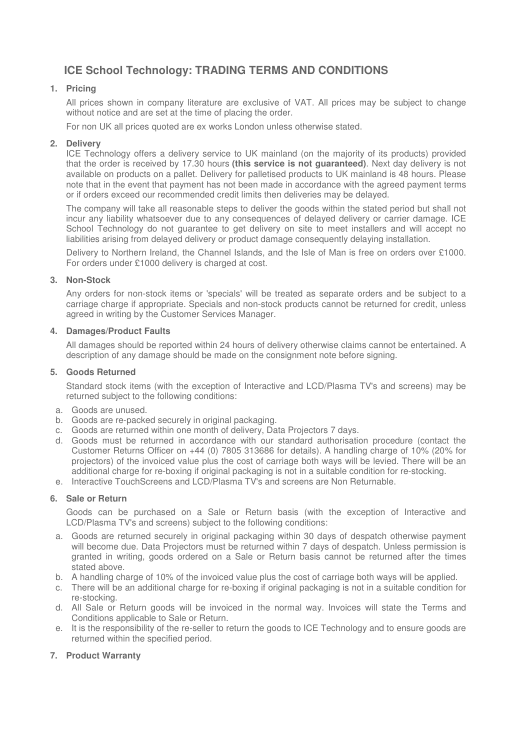# ICE School Technology: TRADING TERMS AND CONDITIONS

## 1. Pricing

All prices shown in company literature are exclusive of VAT. All prices may be subject to change without notice and are set at the time of placing the order.

For non UK all prices quoted are ex works London unless otherwise stated.

## 2. Delivery

ICE Technology offers a delivery service to UK mainland (on the majority of its products) provided that the order is received by 17.30 hours **(this service is not guaranteed)**. Next day delivery is not available on products on a pallet. Delivery for palletised products to UK mainland is 48 hours. Please note that in the event that payment has not been made in accordance with the agreed payment terms or if orders exceed our recommended credit limits then deliveries may be delayed.

The company will take all reasonable steps to deliver the goods within the stated period but shall not incur any liability whatsoever due to any consequences of delayed delivery or carrier damage. ICE School Technology do not guarantee to get delivery on site to meet installers and will accept no liabilities arising from delayed delivery or product damage consequently delaying installation.

Delivery to Northern Ireland, the Channel Islands, and the Isle of Man is free on orders over £1000. For orders under £1000 delivery is charged at cost.

## 3. Non-Stock

Any orders for non-stock items or 'specials' will be treated as separate orders and be subject to a carriage charge if appropriate. Specials and non-stock products cannot be returned for credit, unless agreed in writing by the Customer Services Manager.

## 4. Damages/Product Faults

All damages should be reported within 24 hours of delivery otherwise claims cannot be entertained. A description of any damage should be made on the consignment note before signing.

## 5. Goods Returned

Standard stock items (with the exception of Interactive and LCD/Plasma TV's and screens) may be returned subject to the following conditions:

a. Goods are unused.
b. Goods are re-packed securely in original packaging.
c. Goods are returned within one month of delivery, Data Projectors 7 days.
d. Goods must be returned in accordance with our standard authorisation procedure (contact the Customer Returns Officer on +44 (0) 7805 313686 for details). A handling charge of 10% (20% for projectors) of the invoiced value plus the cost of carriage both ways will be levied. There will be an additional charge for re-boxing if original packaging is not in a suitable condition for re-stocking.
e. Interactive TouchScreens and LCD/Plasma TV's and screens are Non Returnable.

## 6. Sale or Return

Goods can be purchased on a Sale or Return basis (with the exception of Interactive and LCD/Plasma TV's and screens) subject to the following conditions:

a. Goods are returned securely in original packaging within 30 days of despatch otherwise payment will become due. Data Projectors must be returned within 7 days of despatch. Unless permission is granted in writing, goods ordered on a Sale or Return basis cannot be returned after the times stated above.
b. A handling charge of 10% of the invoiced value plus the cost of carriage both ways will be applied.
c. There will be an additional charge for re-boxing if original packaging is not in a suitable condition for re-stocking.
d. All Sale or Return goods will be invoiced in the normal way. Invoices will state the Terms and Conditions applicable to Sale or Return.
e. It is the responsibility of the re-seller to return the goods to ICE Technology and to ensure goods are returned within the specified period.

## 7. Product Warranty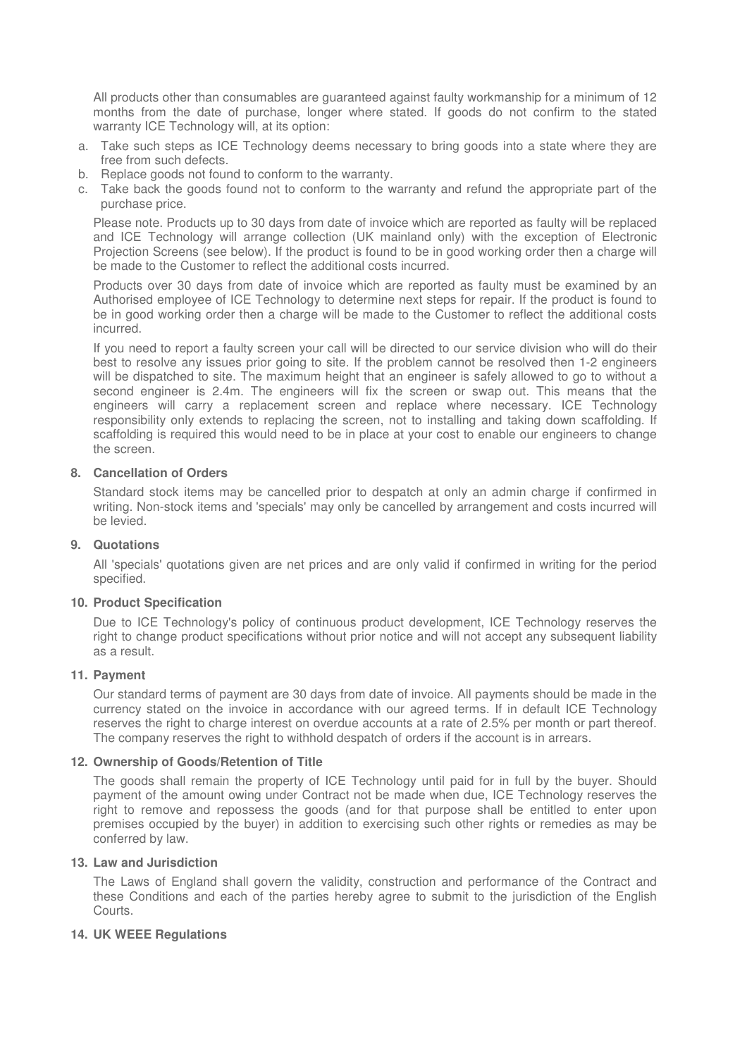All products other than consumables are guaranteed against faulty workmanship for a minimum of 12 months from the date of purchase, longer where stated. If goods do not confirm to the stated warranty ICE Technology will, at its option:

a. Take such steps as ICE Technology deems necessary to bring goods into a state where they are free from such defects.
b. Replace goods not found to conform to the warranty.
c. Take back the goods found not to conform to the warranty and refund the appropriate part of the purchase price.

Please note. Products up to 30 days from date of invoice which are reported as faulty will be replaced and ICE Technology will arrange collection (UK mainland only) with the exception of Electronic Projection Screens (see below). If the product is found to be in good working order then a charge will be made to the Customer to reflect the additional costs incurred.

Products over 30 days from date of invoice which are reported as faulty must be examined by an Authorised employee of ICE Technology to determine next steps for repair. If the product is found to be in good working order then a charge will be made to the Customer to reflect the additional costs incurred.

If you need to report a faulty screen your call will be directed to our service division who will do their best to resolve any issues prior going to site. If the problem cannot be resolved then 1-2 engineers will be dispatched to site. The maximum height that an engineer is safely allowed to go to without a second engineer is 2.4m. The engineers will fix the screen or swap out. This means that the engineers will carry a replacement screen and replace where necessary. ICE Technology responsibility only extends to replacing the screen, not to installing and taking down scaffolding. If scaffolding is required this would need to be in place at your cost to enable our engineers to change the screen.

## 8. Cancellation of Orders

Standard stock items may be cancelled prior to despatch at only an admin charge if confirmed in writing. Non-stock items and 'specials' may only be cancelled by arrangement and costs incurred will be levied.

## 9. Quotations

All 'specials' quotations given are net prices and are only valid if confirmed in writing for the period specified.

## 10. Product Specification

Due to ICE Technology's policy of continuous product development, ICE Technology reserves the right to change product specifications without prior notice and will not accept any subsequent liability as a result.

## 11. Payment

Our standard terms of payment are 30 days from date of invoice. All payments should be made in the currency stated on the invoice in accordance with our agreed terms. If in default ICE Technology reserves the right to charge interest on overdue accounts at a rate of 2.5% per month or part thereof. The company reserves the right to withhold despatch of orders if the account is in arrears.

## 12. Ownership of Goods/Retention of Title

The goods shall remain the property of ICE Technology until paid for in full by the buyer. Should payment of the amount owing under Contract not be made when due, ICE Technology reserves the right to remove and repossess the goods (and for that purpose shall be entitled to enter upon premises occupied by the buyer) in addition to exercising such other rights or remedies as may be conferred by law.

## 13. Law and Jurisdiction

The Laws of England shall govern the validity, construction and performance of the Contract and these Conditions and each of the parties hereby agree to submit to the jurisdiction of the English Courts.

## 14. UK WEEE Regulations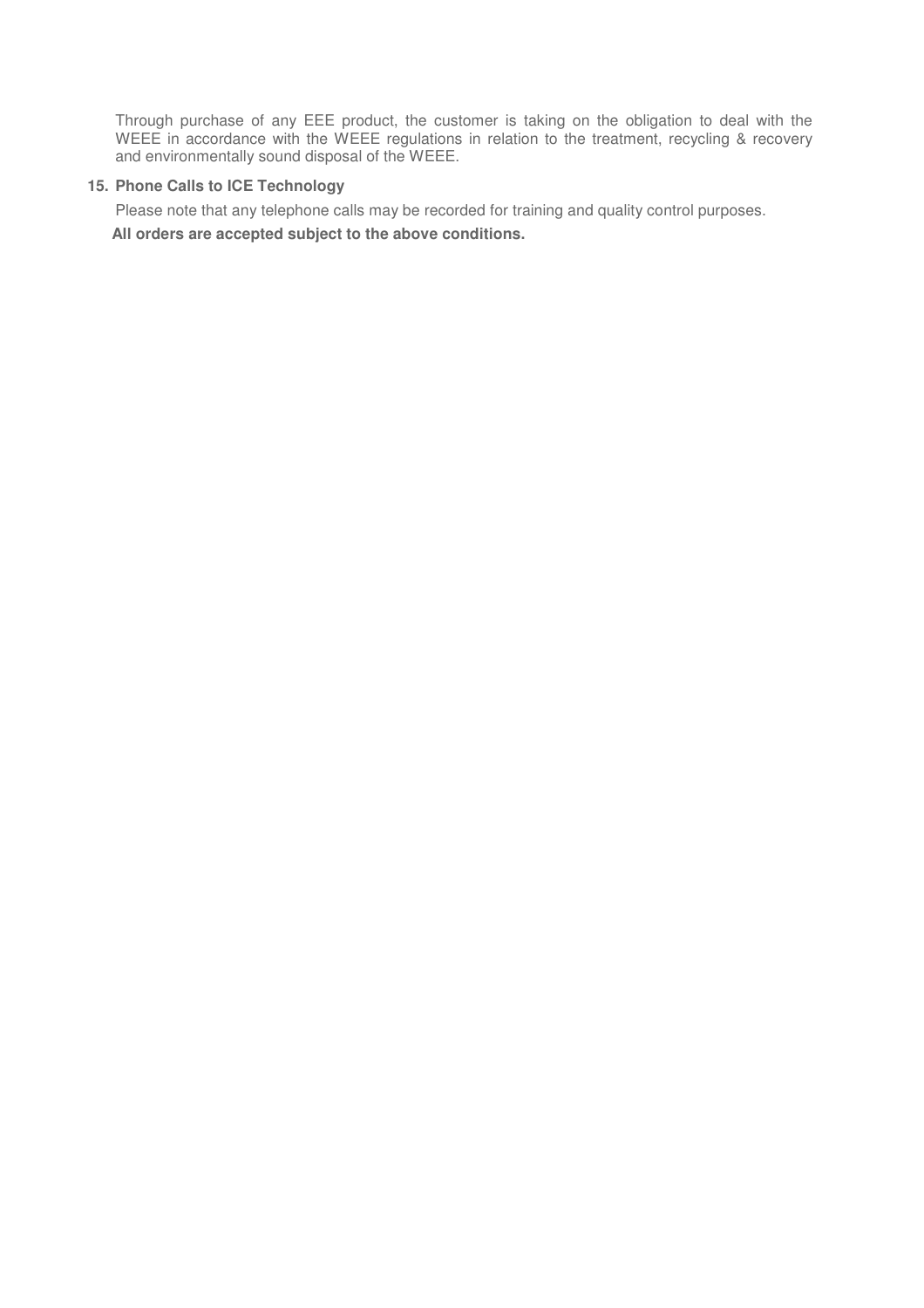Through purchase of any EEE product, the customer is taking on the obligation to deal with the WEEE in accordance with the WEEE regulations in relation to the treatment, recycling & recovery and environmentally sound disposal of the WEEE.

**15. Phone Calls to ICE Technology**

Please note that any telephone calls may be recorded for training and quality control purposes.

**All orders are accepted subject to the above conditions.**